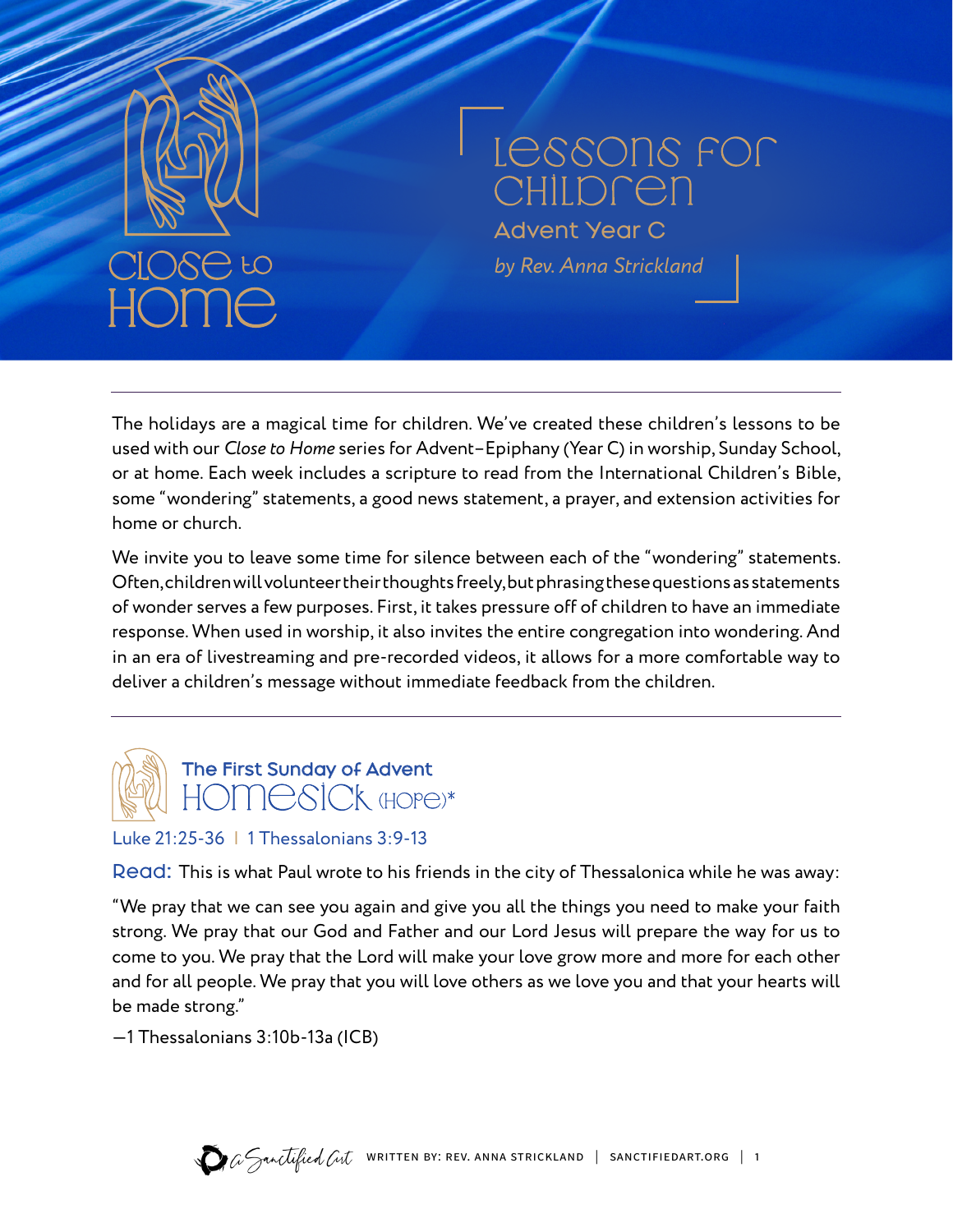# Close to Home

## Lessons for Children

### Advent Year C

*by Rev. Anna Strickland*

---

The holidays are a magical time for children. We've created these children's lessons to be used with our *Close to Home* series for Advent–Epiphany (Year C) in worship, Sunday School, or at home. Each week includes a scripture to read from the International Children's Bible, some "wondering" statements, a good news statement, a prayer, and extension activities for home or church.

We invite you to leave some time for silence between each of the "wondering" statements. Often, children will volunteer their thoughts freely, but phrasing these questions as statements of wonder serves a few purposes. First, it takes pressure off of children to have an immediate response. When used in worship, it also invites the entire congregation into wondering. And in an era of livestreaming and pre-recorded videos, it allows for a more comfortable way to deliver a children's message without immediate feedback from the children.

---

## The First Sunday of Advent
## Homesick (Hope)*

Luke 21:25-36 | 1 Thessalonians 3:9-13

**Read:** This is what Paul wrote to his friends in the city of Thessalonica while he was away:

"We pray that we can see you again and give you all the things you need to make your faith strong. We pray that our God and Father and our Lord Jesus will prepare the way for us to come to you. We pray that the Lord will make your love grow more and more for each other and for all people. We pray that you will love others as we love you and that your hearts will be made strong."

—1 Thessalonians 3:10b-13a (ICB)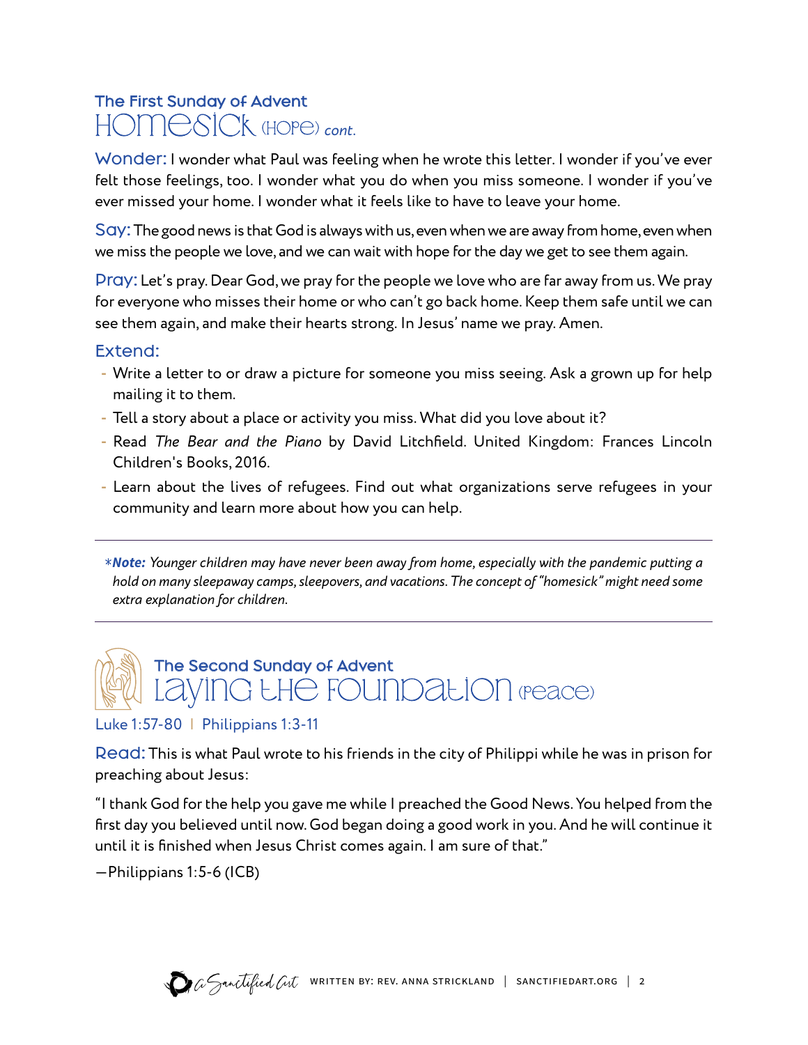## The First Sunday of Advent
# Homesick (Hope) *cont.*

**Wonder:** I wonder what Paul was feeling when he wrote this letter. I wonder if you've ever felt those feelings, too. I wonder what you do when you miss someone. I wonder if you've ever missed your home. I wonder what it feels like to have to leave your home.

**Say:** The good news is that God is always with us, even when we are away from home, even when we miss the people we love, and we can wait with hope for the day we get to see them again.

**Pray:** Let's pray. Dear God, we pray for the people we love who are far away from us. We pray for everyone who misses their home or who can't go back home. Keep them safe until we can see them again, and make their hearts strong. In Jesus' name we pray. Amen.

**Extend:**

- Write a letter to or draw a picture for someone you miss seeing. Ask a grown up for help mailing it to them.
- Tell a story about a place or activity you miss. What did you love about it?
- Read *The Bear and the Piano* by David Litchfield. United Kingdom: Frances Lincoln Children's Books, 2016.
- Learn about the lives of refugees. Find out what organizations serve refugees in your community and learn more about how you can help.

---

*\*Note: Younger children may have never been away from home, especially with the pandemic putting a hold on many sleepaway camps, sleepovers, and vacations. The concept of "homesick" might need some extra explanation for children.*

---

## The Second Sunday of Advent
# Laying the Foundation (Peace)

Luke 1:57-80 | Philippians 1:3-11

**Read:** This is what Paul wrote to his friends in the city of Philippi while he was in prison for preaching about Jesus:

"I thank God for the help you gave me while I preached the Good News. You helped from the first day you believed until now. God began doing a good work in you. And he will continue it until it is finished when Jesus Christ comes again. I am sure of that."

—Philippians 1:5-6 (ICB)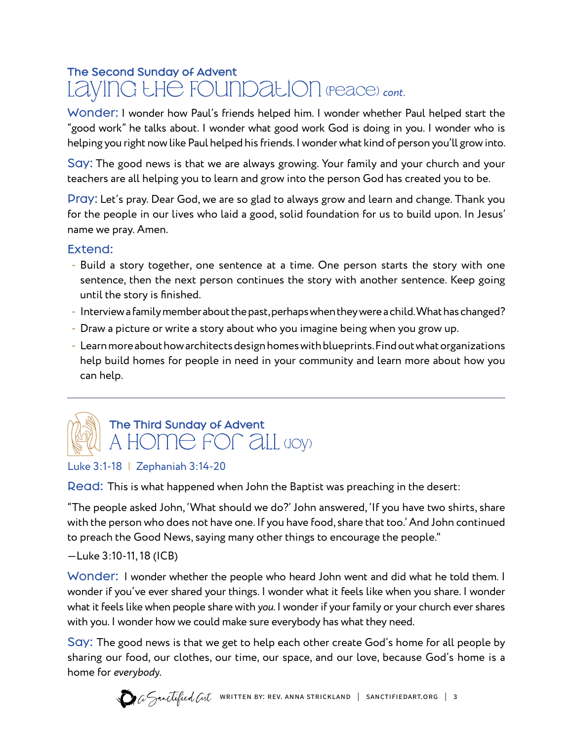## The Second Sunday of Advent
# Laying the Foundation (Peace) *cont.*

**Wonder:** I wonder how Paul's friends helped him. I wonder whether Paul helped start the "good work" he talks about. I wonder what good work God is doing in you. I wonder who is helping you right now like Paul helped his friends. I wonder what kind of person you'll grow into.

**Say:** The good news is that we are always growing. Your family and your church and your teachers are all helping you to learn and grow into the person God has created you to be.

**Pray:** Let's pray. Dear God, we are so glad to always grow and learn and change. Thank you for the people in our lives who laid a good, solid foundation for us to build upon. In Jesus' name we pray. Amen.

**Extend:**

- Build a story together, one sentence at a time. One person starts the story with one sentence, then the next person continues the story with another sentence. Keep going until the story is finished.
- Interview a family member about the past, perhaps when they were a child. What has changed?
- Draw a picture or write a story about who you imagine being when you grow up.
- Learn more about how architects design homes with blueprints. Find out what organizations help build homes for people in need in your community and learn more about how you can help.

---

## The Third Sunday of Advent
# A Home for All (Joy)

Luke 3:1-18 | Zephaniah 3:14-20

**Read:** This is what happened when John the Baptist was preaching in the desert:

"The people asked John, 'What should we do?' John answered, 'If you have two shirts, share with the person who does not have one. If you have food, share that too.' And John continued to preach the Good News, saying many other things to encourage the people."

—Luke 3:10-11, 18 (ICB)

**Wonder:** I wonder whether the people who heard John went and did what he told them. I wonder if you've ever shared your things. I wonder what it feels like when you share. I wonder what it feels like when people share with *you*. I wonder if your family or your church ever shares with you. I wonder how we could make sure everybody has what they need.

**Say:** The good news is that we get to help each other create God's home for all people by sharing our food, our clothes, our time, our space, and our love, because God's home is a home for *everybody*.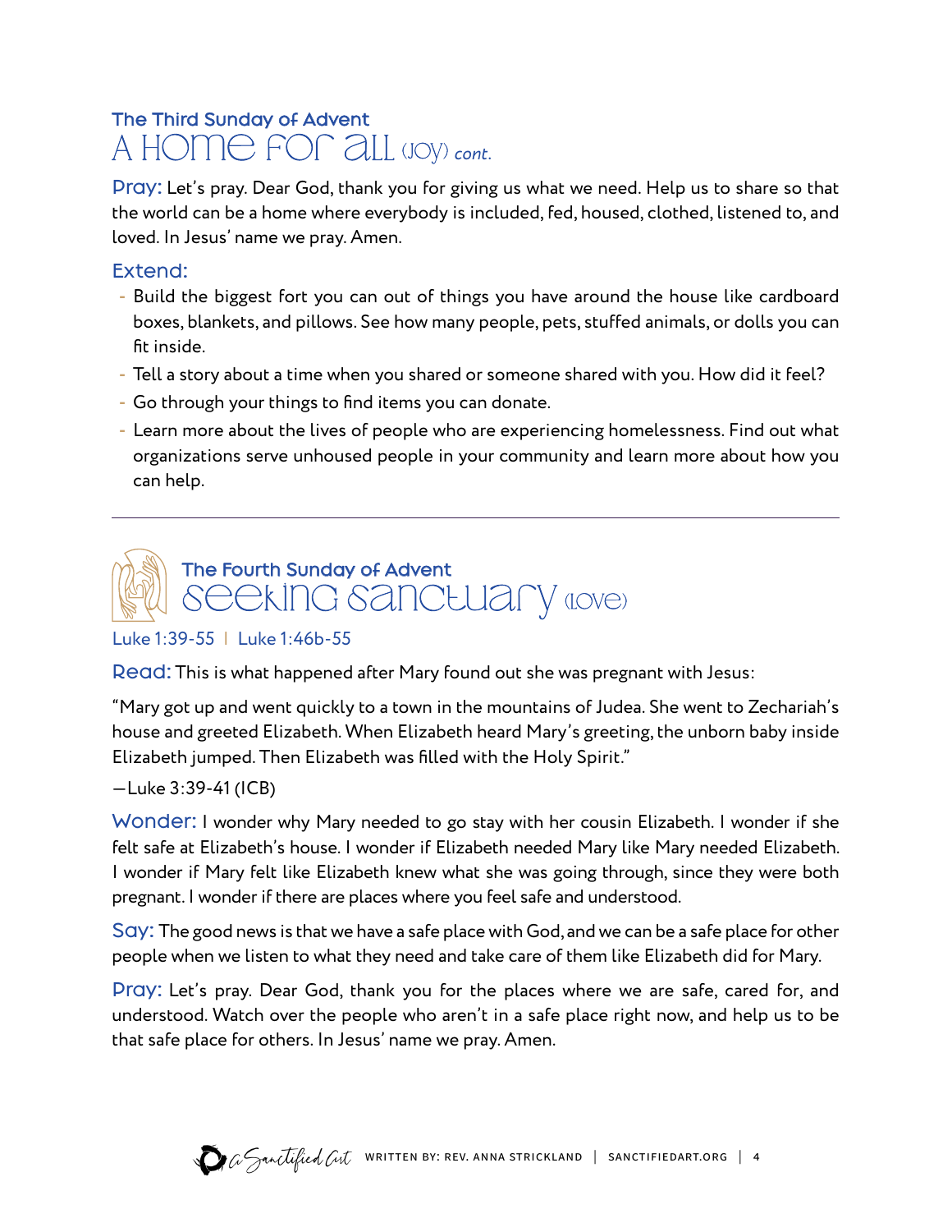## The Third Sunday of Advent
# A Home for All (Joy) *cont.*

**Pray:** Let's pray. Dear God, thank you for giving us what we need. Help us to share so that the world can be a home where everybody is included, fed, housed, clothed, listened to, and loved. In Jesus' name we pray. Amen.

**Extend:**

- Build the biggest fort you can out of things you have around the house like cardboard boxes, blankets, and pillows. See how many people, pets, stuffed animals, or dolls you can fit inside.
- Tell a story about a time when you shared or someone shared with you. How did it feel?
- Go through your things to find items you can donate.
- Learn more about the lives of people who are experiencing homelessness. Find out what organizations serve unhoused people in your community and learn more about how you can help.

---

## The Fourth Sunday of Advent
# Seeking Sanctuary (Love)

Luke 1:39-55 | Luke 1:46b-55

**Read:** This is what happened after Mary found out she was pregnant with Jesus:

"Mary got up and went quickly to a town in the mountains of Judea. She went to Zechariah's house and greeted Elizabeth. When Elizabeth heard Mary's greeting, the unborn baby inside Elizabeth jumped. Then Elizabeth was filled with the Holy Spirit."

—Luke 3:39-41 (ICB)

**Wonder:** I wonder why Mary needed to go stay with her cousin Elizabeth. I wonder if she felt safe at Elizabeth's house. I wonder if Elizabeth needed Mary like Mary needed Elizabeth. I wonder if Mary felt like Elizabeth knew what she was going through, since they were both pregnant. I wonder if there are places where you feel safe and understood.

**Say:** The good news is that we have a safe place with God, and we can be a safe place for other people when we listen to what they need and take care of them like Elizabeth did for Mary.

**Pray:** Let's pray. Dear God, thank you for the places where we are safe, cared for, and understood. Watch over the people who aren't in a safe place right now, and help us to be that safe place for others. In Jesus' name we pray. Amen.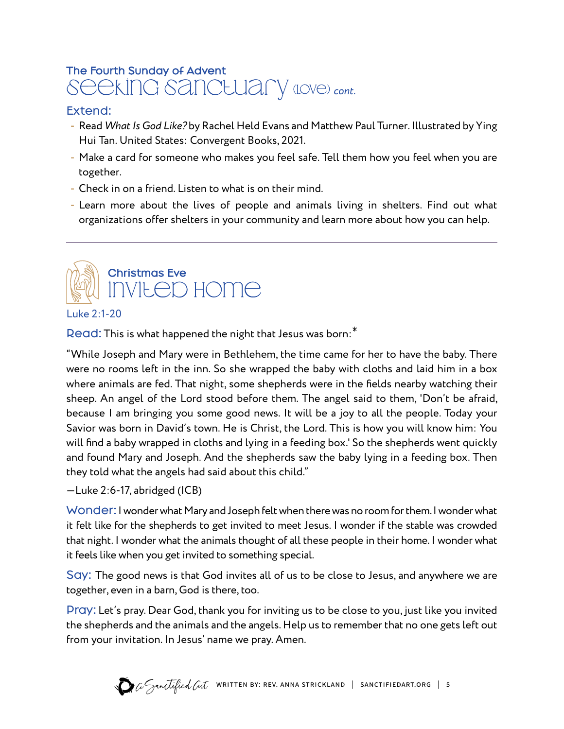## The Fourth Sunday of Advent
# Seeking Sanctuary (love) *cont.*

### Extend:

- Read *What Is God Like?* by Rachel Held Evans and Matthew Paul Turner. Illustrated by Ying Hui Tan. United States: Convergent Books, 2021.
- Make a card for someone who makes you feel safe. Tell them how you feel when you are together.
- Check in on a friend. Listen to what is on their mind.
- Learn more about the lives of people and animals living in shelters. Find out what organizations offer shelters in your community and learn more about how you can help.

---

## Christmas Eve
# Invited Home

Luke 2:1-20

**Read:** This is what happened the night that Jesus was born:*

"While Joseph and Mary were in Bethlehem, the time came for her to have the baby. There were no rooms left in the inn. So she wrapped the baby with cloths and laid him in a box where animals are fed. That night, some shepherds were in the fields nearby watching their sheep. An angel of the Lord stood before them. The angel said to them, 'Don't be afraid, because I am bringing you some good news. It will be a joy to all the people. Today your Savior was born in David's town. He is Christ, the Lord. This is how you will know him: You will find a baby wrapped in cloths and lying in a feeding box.' So the shepherds went quickly and found Mary and Joseph. And the shepherds saw the baby lying in a feeding box. Then they told what the angels had said about this child."

—Luke 2:6-17, abridged (ICB)

**Wonder:** I wonder what Mary and Joseph felt when there was no room for them. I wonder what it felt like for the shepherds to get invited to meet Jesus. I wonder if the stable was crowded that night. I wonder what the animals thought of all these people in their home. I wonder what it feels like when you get invited to something special.

**Say:** The good news is that God invites all of us to be close to Jesus, and anywhere we are together, even in a barn, God is there, too.

**Pray:** Let's pray. Dear God, thank you for inviting us to be close to you, just like you invited the shepherds and the animals and the angels. Help us to remember that no one gets left out from your invitation. In Jesus' name we pray. Amen.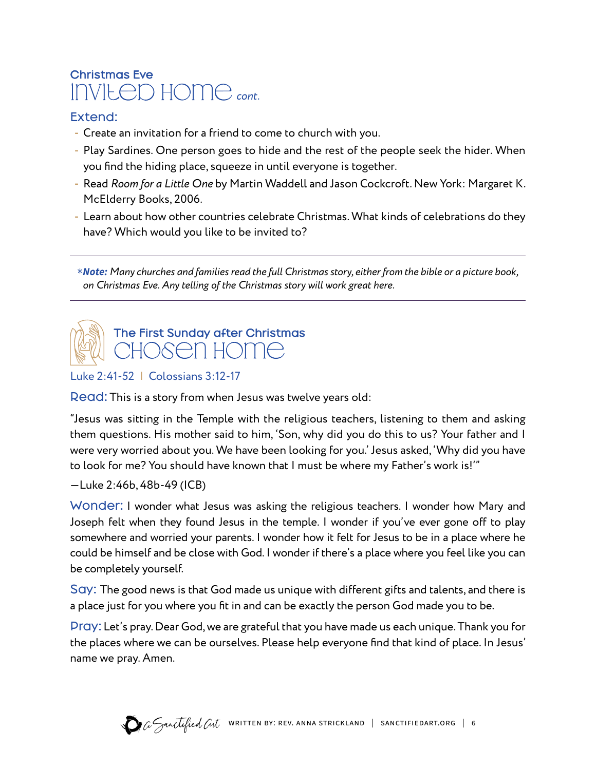## Christmas Eve
# Invited Home *cont.*

### Extend:

- Create an invitation for a friend to come to church with you.
- Play Sardines. One person goes to hide and the rest of the people seek the hider. When you find the hiding place, squeeze in until everyone is together.
- Read *Room for a Little One* by Martin Waddell and Jason Cockcroft. New York: Margaret K. McElderry Books, 2006.
- Learn about how other countries celebrate Christmas. What kinds of celebrations do they have? Which would you like to be invited to?

---

\****Note:*** *Many churches and families read the full Christmas story, either from the bible or a picture book, on Christmas Eve. Any telling of the Christmas story will work great here.*

---

## The First Sunday after Christmas
# Chosen Home

Luke 2:41-52 | Colossians 3:12-17

**Read:** This is a story from when Jesus was twelve years old:

"Jesus was sitting in the Temple with the religious teachers, listening to them and asking them questions. His mother said to him, 'Son, why did you do this to us? Your father and I were very worried about you. We have been looking for you.' Jesus asked, 'Why did you have to look for me? You should have known that I must be where my Father's work is!'"

—Luke 2:46b, 48b-49 (ICB)

**Wonder:** I wonder what Jesus was asking the religious teachers. I wonder how Mary and Joseph felt when they found Jesus in the temple. I wonder if you've ever gone off to play somewhere and worried your parents. I wonder how it felt for Jesus to be in a place where he could be himself and be close with God. I wonder if there's a place where you feel like you can be completely yourself.

**Say:** The good news is that God made us unique with different gifts and talents, and there is a place just for you where you fit in and can be exactly the person God made you to be.

**Pray:** Let's pray. Dear God, we are grateful that you have made us each unique. Thank you for the places where we can be ourselves. Please help everyone find that kind of place. In Jesus' name we pray. Amen.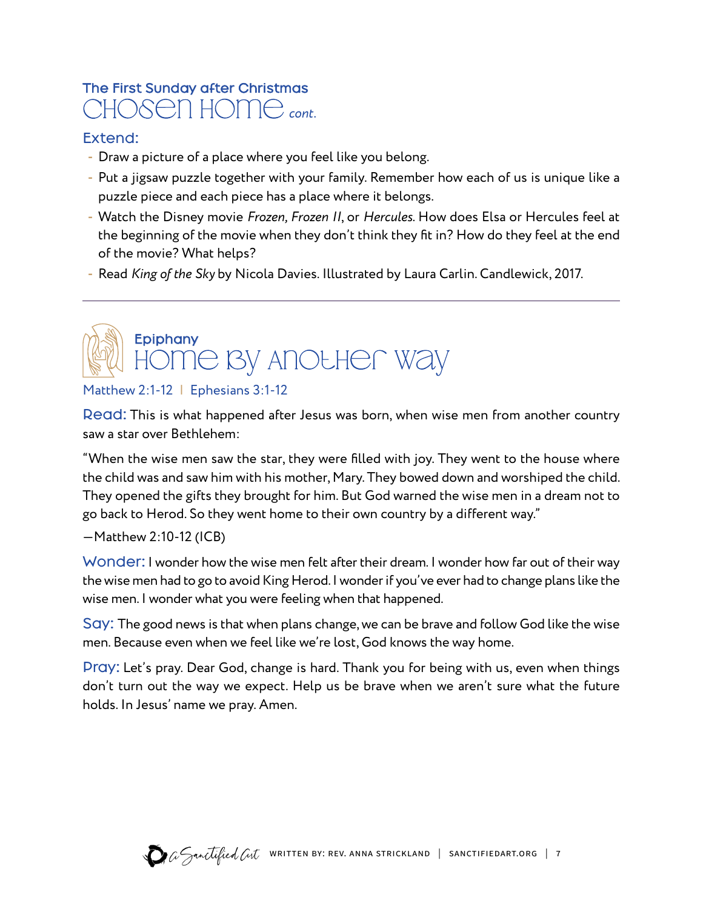### The First Sunday after Christmas

# Chosen Home *cont.*

## Extend:

- Draw a picture of a place where you feel like you belong.
- Put a jigsaw puzzle together with your family. Remember how each of us is unique like a puzzle piece and each piece has a place where it belongs.
- Watch the Disney movie *Frozen, Frozen II*, or *Hercules*. How does Elsa or Hercules feel at the beginning of the movie when they don't think they fit in? How do they feel at the end of the movie? What helps?
- Read *King of the Sky* by Nicola Davies. Illustrated by Laura Carlin. Candlewick, 2017.

---

### Epiphany

# Home by Another Way

Matthew 2:1-12 | Ephesians 3:1-12

**Read:** This is what happened after Jesus was born, when wise men from another country saw a star over Bethlehem:

"When the wise men saw the star, they were filled with joy. They went to the house where the child was and saw him with his mother, Mary. They bowed down and worshiped the child. They opened the gifts they brought for him. But God warned the wise men in a dream not to go back to Herod. So they went home to their own country by a different way."

—Matthew 2:10-12 (ICB)

**Wonder:** I wonder how the wise men felt after their dream. I wonder how far out of their way the wise men had to go to avoid King Herod. I wonder if you've ever had to change plans like the wise men. I wonder what you were feeling when that happened.

**Say:** The good news is that when plans change, we can be brave and follow God like the wise men. Because even when we feel like we're lost, God knows the way home.

**Pray:** Let's pray. Dear God, change is hard. Thank you for being with us, even when things don't turn out the way we expect. Help us be brave when we aren't sure what the future holds. In Jesus' name we pray. Amen.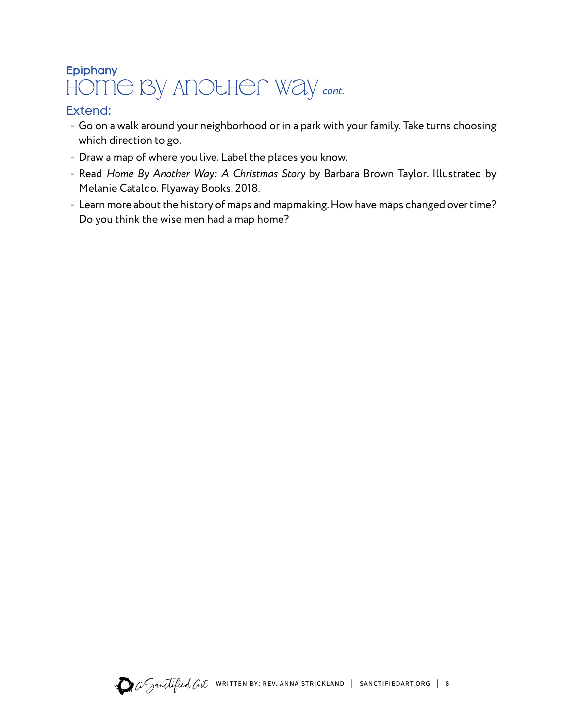### Epiphany

# Home By Another Way *cont.*

### Extend:

- Go on a walk around your neighborhood or in a park with your family. Take turns choosing which direction to go.
- Draw a map of where you live. Label the places you know.
- Read *Home By Another Way: A Christmas Story* by Barbara Brown Taylor. Illustrated by Melanie Cataldo. Flyaway Books, 2018.
- Learn more about the history of maps and mapmaking. How have maps changed over time? Do you think the wise men had a map home?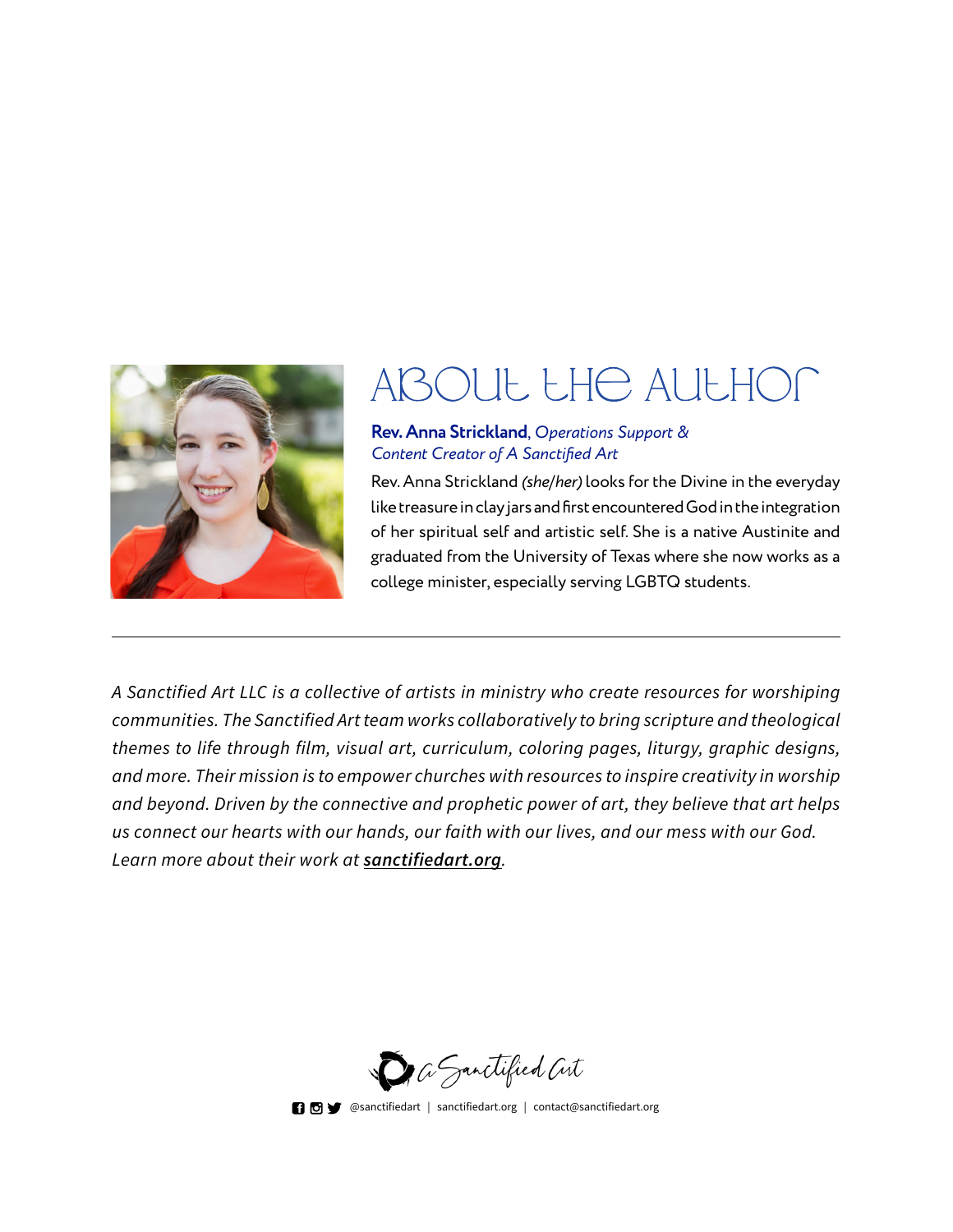# About the Author

**Rev. Anna Strickland**, *Operations Support & Content Creator of A Sanctified Art*

Rev. Anna Strickland *(she/her)* looks for the Divine in the everyday like treasure in clay jars and first encountered God in the integration of her spiritual self and artistic self. She is a native Austinite and graduated from the University of Texas where she now works as a college minister, especially serving LGBTQ students.

---

*A Sanctified Art LLC is a collective of artists in ministry who create resources for worshiping communities. The Sanctified Art team works collaboratively to bring scripture and theological themes to life through film, visual art, curriculum, coloring pages, liturgy, graphic designs, and more. Their mission is to empower churches with resources to inspire creativity in worship and beyond. Driven by the connective and prophetic power of art, they believe that art helps us connect our hearts with our hands, our faith with our lives, and our mess with our God. Learn more about their work at* ***sanctifiedart.org****.*

A Sanctified Art

@sanctifiedart | sanctifiedart.org | contact@sanctifiedart.org